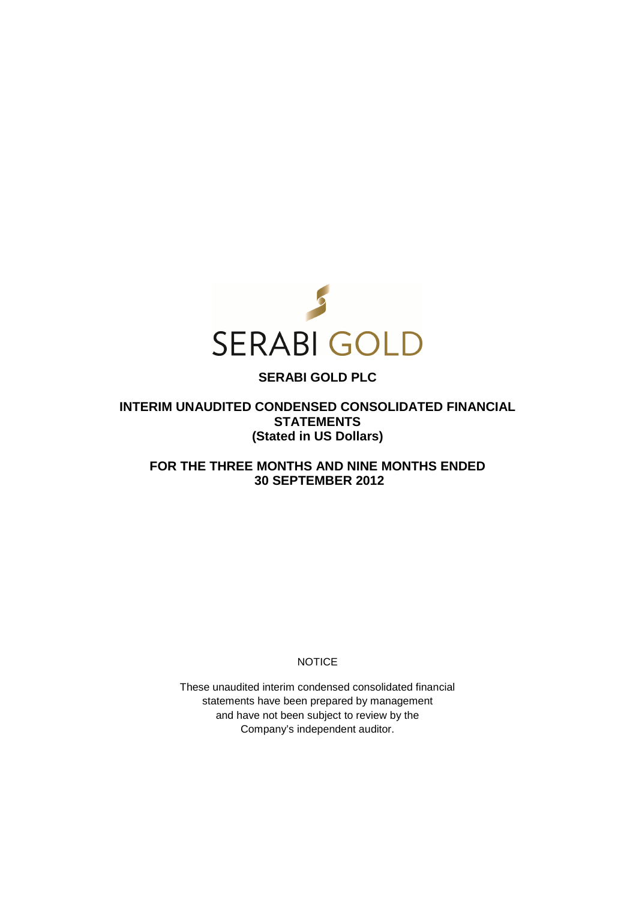SERABI GOLD

# SERABI GOLD PLC

## INTERIM UNAUDITED CONDENSED CONSOLIDATED FINANCIAL STATEMENTS
## (Stated in US Dollars)

## FOR THE THREE MONTHS AND NINE MONTHS ENDED 30 SEPTEMBER 2012

NOTICE

These unaudited interim condensed consolidated financial statements have been prepared by management and have not been subject to review by the Company's independent auditor.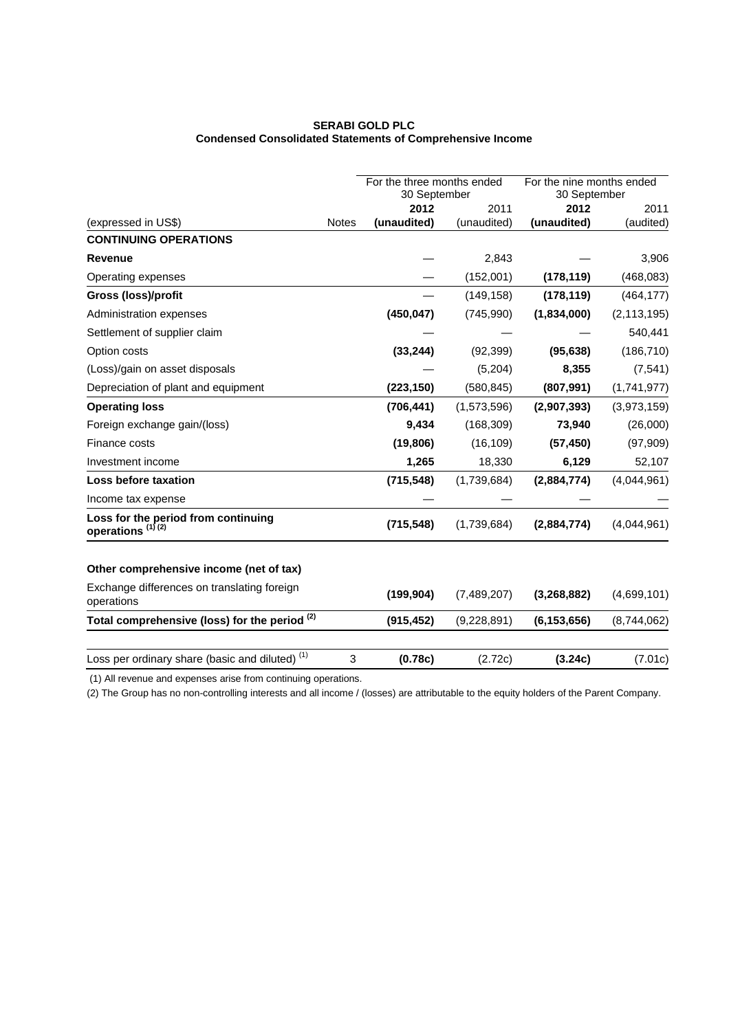**SERABI GOLD PLC**
**Condensed Consolidated Statements of Comprehensive Income**

| | | For the three months ended 30 September | | For the nine months ended 30 September | |
|---|---|---|---|---|---|
| | | **2012** | 2011 | **2012** | 2011 |
| (expressed in US$) | Notes | **(unaudited)** | (unaudited) | **(unaudited)** | (audited) |
| **CONTINUING OPERATIONS** | | | | | |
| **Revenue** | | — | 2,843 | — | 3,906 |
| Operating expenses | | — | (152,001) | **(178,119)** | (468,083) |
| **Gross (loss)/profit** | | — | (149,158) | **(178,119)** | (464,177) |
| Administration expenses | | **(450,047)** | (745,990) | **(1,834,000)** | (2,113,195) |
| Settlement of supplier claim | | — | — | — | 540,441 |
| Option costs | | **(33,244)** | (92,399) | **(95,638)** | (186,710) |
| (Loss)/gain on asset disposals | | — | (5,204) | **8,355** | (7,541) |
| Depreciation of plant and equipment | | **(223,150)** | (580,845) | **(807,991)** | (1,741,977) |
| **Operating loss** | | **(706,441)** | (1,573,596) | **(2,907,393)** | (3,973,159) |
| Foreign exchange gain/(loss) | | **9,434** | (168,309) | **73,940** | (26,000) |
| Finance costs | | **(19,806)** | (16,109) | **(57,450)** | (97,909) |
| Investment income | | **1,265** | 18,330 | **6,129** | 52,107 |
| **Loss before taxation** | | **(715,548)** | (1,739,684) | **(2,884,774)** | (4,044,961) |
| Income tax expense | | — | — | — | — |
| **Loss for the period from continuing operations [1] [2]** | | **(715,548)** | (1,739,684) | **(2,884,774)** | (4,044,961) |
| | | | | | |
| **Other comprehensive income (net of tax)** | | | | | |
| Exchange differences on translating foreign operations | | **(199,904)** | (7,489,207) | **(3,268,882)** | (4,699,101) |
| **Total comprehensive (loss) for the period [2]** | | **(915,452)** | (9,228,891) | **(6,153,656)** | (8,744,062) |
| | | | | | |
| Loss per ordinary share (basic and diluted) [1] | 3 | **(0.78c)** | (2.72c) | **(3.24c)** | (7.01c) |

(1) All revenue and expenses arise from continuing operations.

(2) The Group has no non-controlling interests and all income / (losses) are attributable to the equity holders of the Parent Company.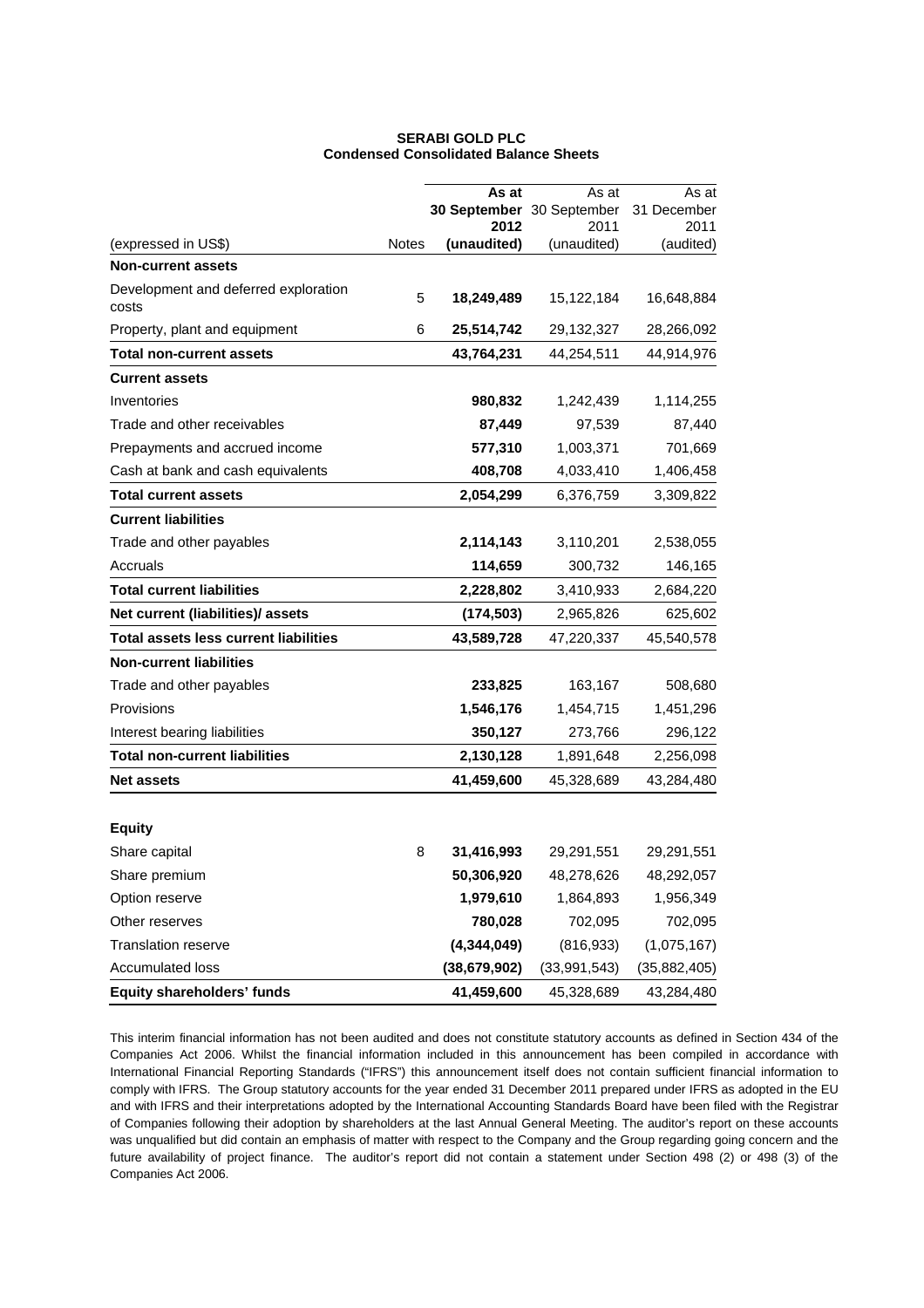**SERABI GOLD PLC**
**Condensed Consolidated Balance Sheets**

| (expressed in US$) | Notes | As at 30 September 2012 (unaudited) | As at 30 September 2011 (unaudited) | As at 31 December 2011 (audited) |
|---|---|---|---|---|
| **Non-current assets** | | | | |
| Development and deferred exploration costs | 5 | **18,249,489** | 15,122,184 | 16,648,884 |
| Property, plant and equipment | 6 | **25,514,742** | 29,132,327 | 28,266,092 |
| **Total non-current assets** | | **43,764,231** | 44,254,511 | 44,914,976 |
| **Current assets** | | | | |
| Inventories | | **980,832** | 1,242,439 | 1,114,255 |
| Trade and other receivables | | **87,449** | 97,539 | 87,440 |
| Prepayments and accrued income | | **577,310** | 1,003,371 | 701,669 |
| Cash at bank and cash equivalents | | **408,708** | 4,033,410 | 1,406,458 |
| **Total current assets** | | **2,054,299** | 6,376,759 | 3,309,822 |
| **Current liabilities** | | | | |
| Trade and other payables | | **2,114,143** | 3,110,201 | 2,538,055 |
| Accruals | | **114,659** | 300,732 | 146,165 |
| **Total current liabilities** | | **2,228,802** | 3,410,933 | 2,684,220 |
| **Net current (liabilities)/ assets** | | **(174,503)** | 2,965,826 | 625,602 |
| **Total assets less current liabilities** | | **43,589,728** | 47,220,337 | 45,540,578 |
| **Non-current liabilities** | | | | |
| Trade and other payables | | **233,825** | 163,167 | 508,680 |
| Provisions | | **1,546,176** | 1,454,715 | 1,451,296 |
| Interest bearing liabilities | | **350,127** | 273,766 | 296,122 |
| **Total non-current liabilities** | | **2,130,128** | 1,891,648 | 2,256,098 |
| **Net assets** | | **41,459,600** | 45,328,689 | 43,284,480 |
| | | | | |
| **Equity** | | | | |
| Share capital | 8 | **31,416,993** | 29,291,551 | 29,291,551 |
| Share premium | | **50,306,920** | 48,278,626 | 48,292,057 |
| Option reserve | | **1,979,610** | 1,864,893 | 1,956,349 |
| Other reserves | | **780,028** | 702,095 | 702,095 |
| Translation reserve | | **(4,344,049)** | (816,933) | (1,075,167) |
| Accumulated loss | | **(38,679,902)** | (33,991,543) | (35,882,405) |
| **Equity shareholders' funds** | | **41,459,600** | 45,328,689 | 43,284,480 |

This interim financial information has not been audited and does not constitute statutory accounts as defined in Section 434 of the Companies Act 2006. Whilst the financial information included in this announcement has been compiled in accordance with International Financial Reporting Standards ("IFRS") this announcement itself does not contain sufficient financial information to comply with IFRS. The Group statutory accounts for the year ended 31 December 2011 prepared under IFRS as adopted in the EU and with IFRS and their interpretations adopted by the International Accounting Standards Board have been filed with the Registrar of Companies following their adoption by shareholders at the last Annual General Meeting. The auditor's report on these accounts was unqualified but did contain an emphasis of matter with respect to the Company and the Group regarding going concern and the future availability of project finance. The auditor's report did not contain a statement under Section 498 (2) or 498 (3) of the Companies Act 2006.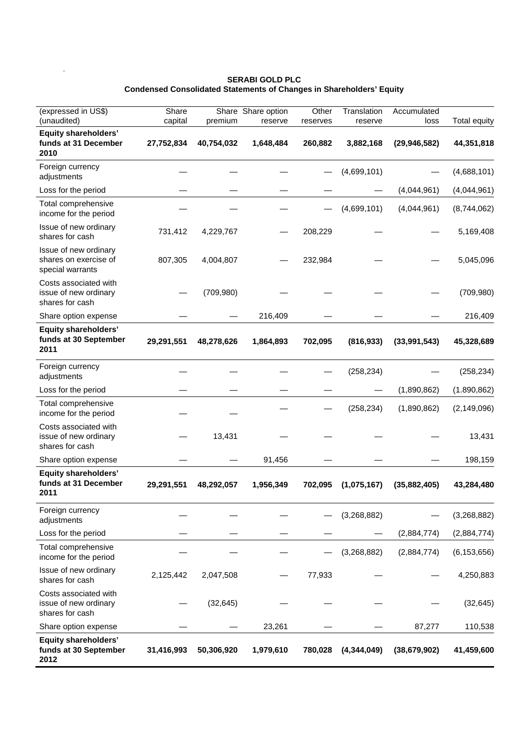**SERABI GOLD PLC**
**Condensed Consolidated Statements of Changes in Shareholders' Equity**

| (expressed in US$) (unaudited) | Share capital | Share premium | Share option reserve | Other reserves | Translation reserve | Accumulated loss | Total equity |
|---|---|---|---|---|---|---|---|
| **Equity shareholders' funds at 31 December 2010** | **27,752,834** | **40,754,032** | **1,648,484** | **260,882** | **3,882,168** | **(29,946,582)** | **44,351,818** |
| Foreign currency adjustments | — | — | — | — | (4,699,101) | — | (4,688,101) |
| Loss for the period | — | — | — | — | — | (4,044,961) | (4,044,961) |
| Total comprehensive income for the period | — | — | — | — | (4,699,101) | (4,044,961) | (8,744,062) |
| Issue of new ordinary shares for cash | 731,412 | 4,229,767 | — | 208,229 | — | — | 5,169,408 |
| Issue of new ordinary shares on exercise of special warrants | 807,305 | 4,004,807 | — | 232,984 | — | — | 5,045,096 |
| Costs associated with issue of new ordinary shares for cash | — | (709,980) | — | — | — | — | (709,980) |
| Share option expense | — | — | 216,409 | — | — | — | 216,409 |
| **Equity shareholders' funds at 30 September 2011** | **29,291,551** | **48,278,626** | **1,864,893** | **702,095** | **(816,933)** | **(33,991,543)** | **45,328,689** |
| Foreign currency adjustments | — | — | — | — | (258,234) | — | (258,234) |
| Loss for the period | — | — | — | — | — | (1,890,862) | (1.890,862) |
| Total comprehensive income for the period | — | — | — | — | (258,234) | (1,890,862) | (2,149,096) |
| Costs associated with issue of new ordinary shares for cash | — | 13,431 | — | — | — | — | 13,431 |
| Share option expense | — | — | 91,456 | — | — | — | 198,159 |
| **Equity shareholders' funds at 31 December 2011** | **29,291,551** | **48,292,057** | **1,956,349** | **702,095** | **(1,075,167)** | **(35,882,405)** | **43,284,480** |
| Foreign currency adjustments | — | — | — | — | (3,268,882) | — | (3,268,882) |
| Loss for the period | — | — | — | — | — | (2,884,774) | (2,884,774) |
| Total comprehensive income for the period | — | — | — | — | (3,268,882) | (2,884,774) | (6,153,656) |
| Issue of new ordinary shares for cash | 2,125,442 | 2,047,508 | — | 77,933 | — | — | 4,250,883 |
| Costs associated with issue of new ordinary shares for cash | — | (32,645) | — | — | — | — | (32,645) |
| Share option expense | — | — | 23,261 | — | — | 87,277 | 110,538 |
| **Equity shareholders' funds at 30 September 2012** | **31,416,993** | **50,306,920** | **1,979,610** | **780,028** | **(4,344,049)** | **(38,679,902)** | **41,459,600** |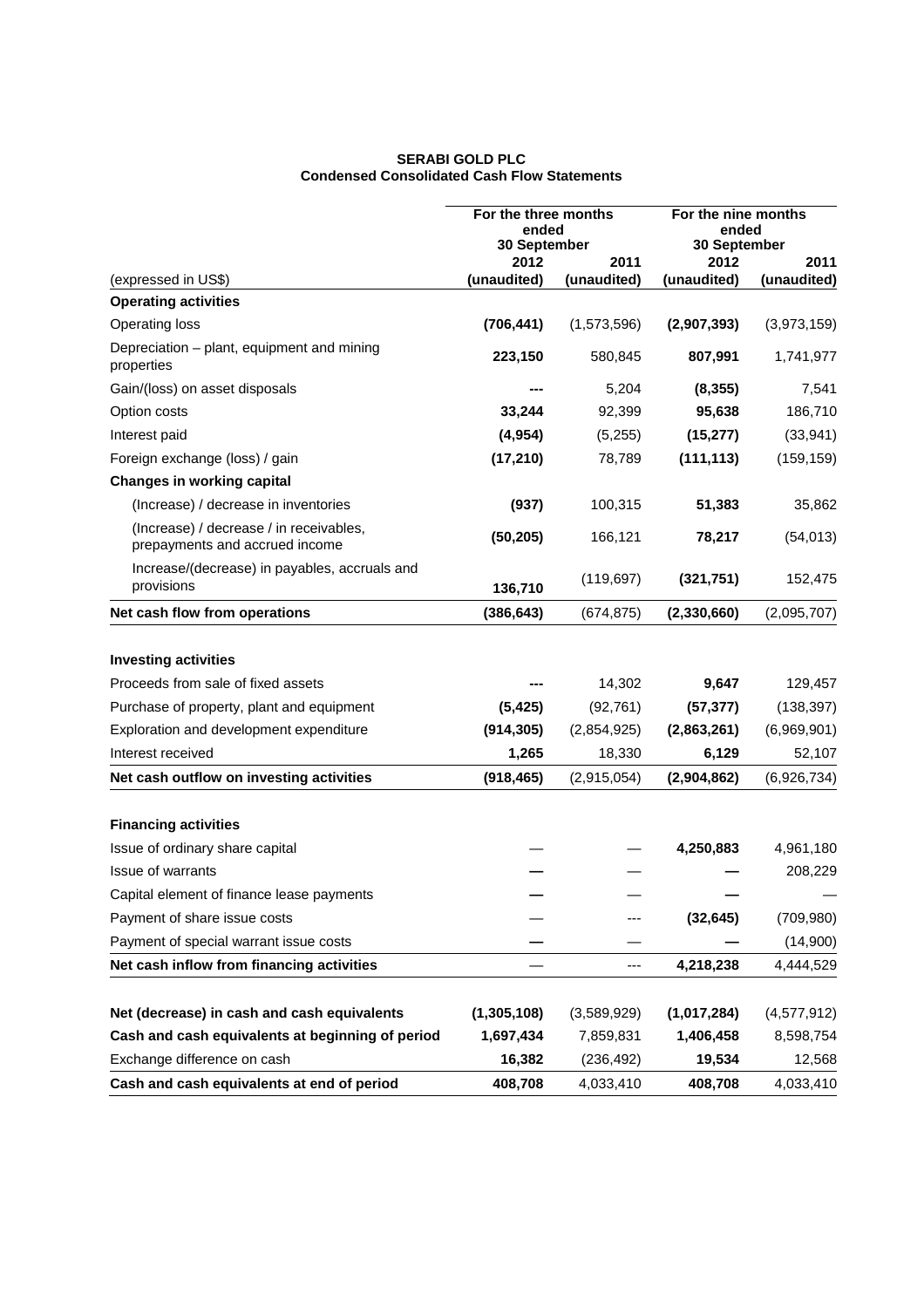**SERABI GOLD PLC**
**Condensed Consolidated Cash Flow Statements**

| | For the three months ended 30 September | | For the nine months ended 30 September | |
|---|---|---|---|---|
| | 2012 | 2011 | 2012 | 2011 |
| (expressed in US$) | (unaudited) | (unaudited) | (unaudited) | (unaudited) |
| **Operating activities** | | | | |
| Operating loss | **(706,441)** | (1,573,596) | **(2,907,393)** | (3,973,159) |
| Depreciation – plant, equipment and mining properties | **223,150** | 580,845 | **807,991** | 1,741,977 |
| Gain/(loss) on asset disposals | **---** | 5,204 | **(8,355)** | 7,541 |
| Option costs | **33,244** | 92,399 | **95,638** | 186,710 |
| Interest paid | **(4,954)** | (5,255) | **(15,277)** | (33,941) |
| Foreign exchange (loss) / gain | **(17,210)** | 78,789 | **(111,113)** | (159,159) |
| **Changes in working capital** | | | | |
| (Increase) / decrease in inventories | **(937)** | 100,315 | **51,383** | 35,862 |
| (Increase) / decrease / in receivables, prepayments and accrued income | **(50,205)** | 166,121 | **78,217** | (54,013) |
| Increase/(decrease) in payables, accruals and provisions | **136,710** | (119,697) | **(321,751)** | 152,475 |
| **Net cash flow from operations** | **(386,643)** | (674,875) | **(2,330,660)** | (2,095,707) |
| | | | | |
| **Investing activities** | | | | |
| Proceeds from sale of fixed assets | **---** | 14,302 | **9,647** | 129,457 |
| Purchase of property, plant and equipment | **(5,425)** | (92,761) | **(57,377)** | (138,397) |
| Exploration and development expenditure | **(914,305)** | (2,854,925) | **(2,863,261)** | (6,969,901) |
| Interest received | **1,265** | 18,330 | **6,129** | 52,107 |
| **Net cash outflow on investing activities** | **(918,465)** | (2,915,054) | **(2,904,862)** | (6,926,734) |
| | | | | |
| **Financing activities** | | | | |
| Issue of ordinary share capital | — | — | **4,250,883** | 4,961,180 |
| Issue of warrants | **—** | — | **—** | 208,229 |
| Capital element of finance lease payments | **—** | — | **—** | — |
| Payment of share issue costs | — | --- | **(32,645)** | (709,980) |
| Payment of special warrant issue costs | **—** | — | **—** | (14,900) |
| **Net cash inflow from financing activities** | — | --- | **4,218,238** | 4,444,529 |
| | | | | |
| **Net (decrease) in cash and cash equivalents** | **(1,305,108)** | (3,589,929) | **(1,017,284)** | (4,577,912) |
| **Cash and cash equivalents at beginning of period** | **1,697,434** | 7,859,831 | **1,406,458** | 8,598,754 |
| Exchange difference on cash | **16,382** | (236,492) | **19,534** | 12,568 |
| **Cash and cash equivalents at end of period** | **408,708** | 4,033,410 | **408,708** | 4,033,410 |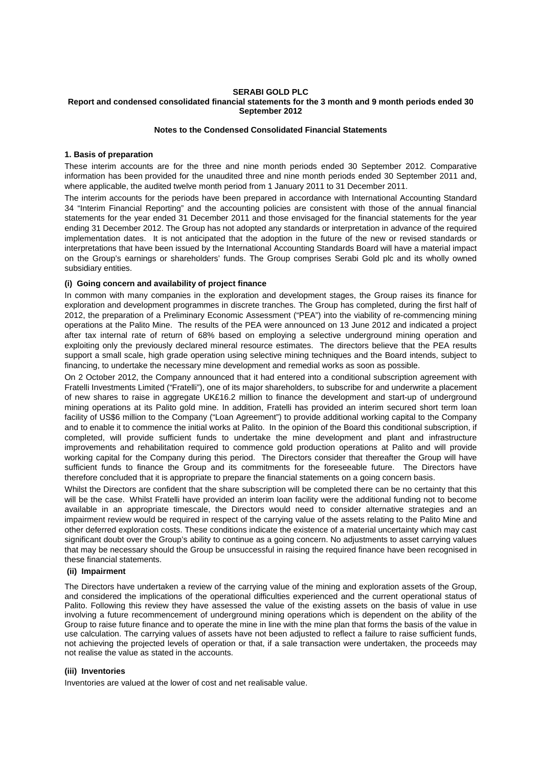**SERABI GOLD PLC**
**Report and condensed consolidated financial statements for the 3 month and 9 month periods ended 30 September 2012**

**Notes to the Condensed Consolidated Financial Statements**

## 1. Basis of preparation

These interim accounts are for the three and nine month periods ended 30 September 2012. Comparative information has been provided for the unaudited three and nine month periods ended 30 September 2011 and, where applicable, the audited twelve month period from 1 January 2011 to 31 December 2011.

The interim accounts for the periods have been prepared in accordance with International Accounting Standard 34 "Interim Financial Reporting" and the accounting policies are consistent with those of the annual financial statements for the year ended 31 December 2011 and those envisaged for the financial statements for the year ending 31 December 2012. The Group has not adopted any standards or interpretation in advance of the required implementation dates. It is not anticipated that the adoption in the future of the new or revised standards or interpretations that have been issued by the International Accounting Standards Board will have a material impact on the Group's earnings or shareholders' funds. The Group comprises Serabi Gold plc and its wholly owned subsidiary entities.

### (i) Going concern and availability of project finance

In common with many companies in the exploration and development stages, the Group raises its finance for exploration and development programmes in discrete tranches. The Group has completed, during the first half of 2012, the preparation of a Preliminary Economic Assessment ("PEA") into the viability of re-commencing mining operations at the Palito Mine. The results of the PEA were announced on 13 June 2012 and indicated a project after tax internal rate of return of 68% based on employing a selective underground mining operation and exploiting only the previously declared mineral resource estimates. The directors believe that the PEA results support a small scale, high grade operation using selective mining techniques and the Board intends, subject to financing, to undertake the necessary mine development and remedial works as soon as possible.

On 2 October 2012, the Company announced that it had entered into a conditional subscription agreement with Fratelli Investments Limited ("Fratelli"), one of its major shareholders, to subscribe for and underwrite a placement of new shares to raise in aggregate UK£16.2 million to finance the development and start-up of underground mining operations at its Palito gold mine. In addition, Fratelli has provided an interim secured short term loan facility of US$6 million to the Company ("Loan Agreement") to provide additional working capital to the Company and to enable it to commence the initial works at Palito. In the opinion of the Board this conditional subscription, if completed, will provide sufficient funds to undertake the mine development and plant and infrastructure improvements and rehabilitation required to commence gold production operations at Palito and will provide working capital for the Company during this period. The Directors consider that thereafter the Group will have sufficient funds to finance the Group and its commitments for the foreseeable future. The Directors have therefore concluded that it is appropriate to prepare the financial statements on a going concern basis.

Whilst the Directors are confident that the share subscription will be completed there can be no certainty that this will be the case. Whilst Fratelli have provided an interim loan facility were the additional funding not to become available in an appropriate timescale, the Directors would need to consider alternative strategies and an impairment review would be required in respect of the carrying value of the assets relating to the Palito Mine and other deferred exploration costs. These conditions indicate the existence of a material uncertainty which may cast significant doubt over the Group's ability to continue as a going concern. No adjustments to asset carrying values that may be necessary should the Group be unsuccessful in raising the required finance have been recognised in these financial statements.

### (ii) Impairment

The Directors have undertaken a review of the carrying value of the mining and exploration assets of the Group, and considered the implications of the operational difficulties experienced and the current operational status of Palito. Following this review they have assessed the value of the existing assets on the basis of value in use involving a future recommencement of underground mining operations which is dependent on the ability of the Group to raise future finance and to operate the mine in line with the mine plan that forms the basis of the value in use calculation. The carrying values of assets have not been adjusted to reflect a failure to raise sufficient funds, not achieving the projected levels of operation or that, if a sale transaction were undertaken, the proceeds may not realise the value as stated in the accounts.

### (iii) Inventories

Inventories are valued at the lower of cost and net realisable value.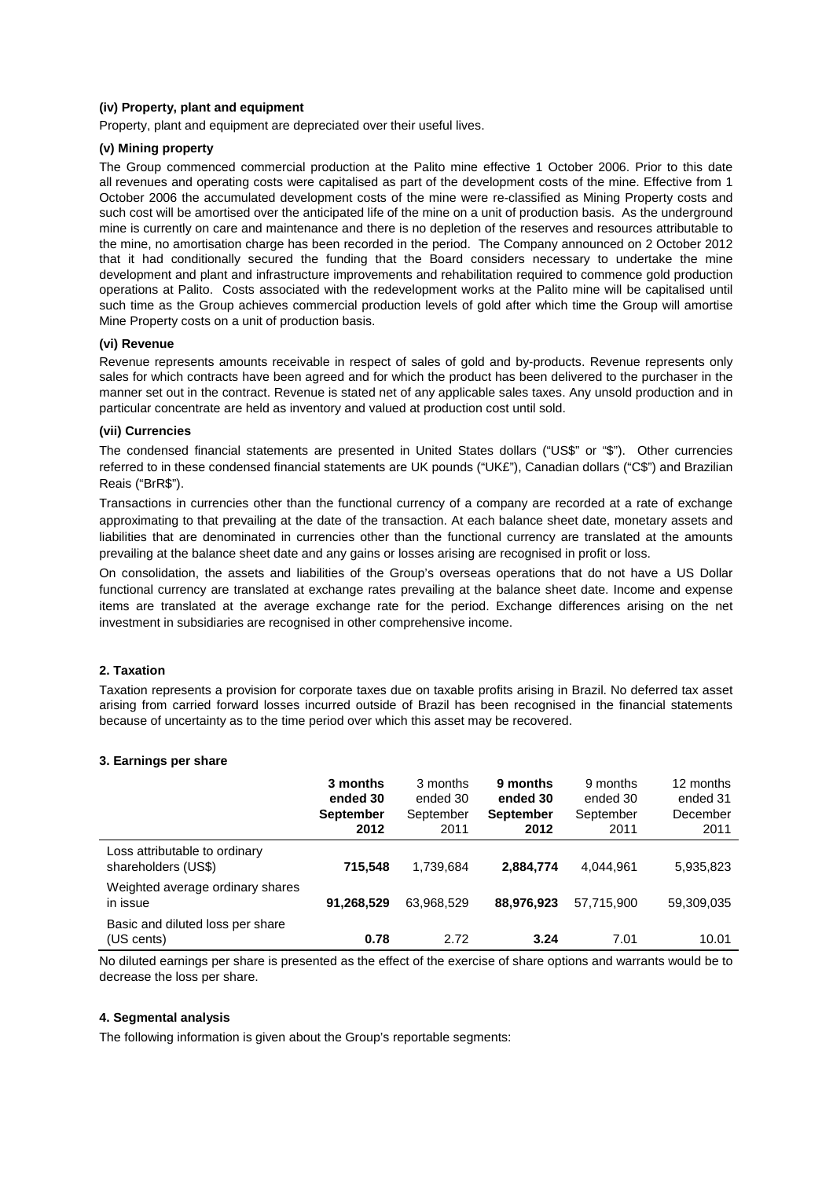**(iv) Property, plant and equipment**

Property, plant and equipment are depreciated over their useful lives.

**(v) Mining property**

The Group commenced commercial production at the Palito mine effective 1 October 2006. Prior to this date all revenues and operating costs were capitalised as part of the development costs of the mine. Effective from 1 October 2006 the accumulated development costs of the mine were re-classified as Mining Property costs and such cost will be amortised over the anticipated life of the mine on a unit of production basis. As the underground mine is currently on care and maintenance and there is no depletion of the reserves and resources attributable to the mine, no amortisation charge has been recorded in the period. The Company announced on 2 October 2012 that it had conditionally secured the funding that the Board considers necessary to undertake the mine development and plant and infrastructure improvements and rehabilitation required to commence gold production operations at Palito. Costs associated with the redevelopment works at the Palito mine will be capitalised until such time as the Group achieves commercial production levels of gold after which time the Group will amortise Mine Property costs on a unit of production basis.

**(vi) Revenue**

Revenue represents amounts receivable in respect of sales of gold and by-products. Revenue represents only sales for which contracts have been agreed and for which the product has been delivered to the purchaser in the manner set out in the contract. Revenue is stated net of any applicable sales taxes. Any unsold production and in particular concentrate are held as inventory and valued at production cost until sold.

**(vii) Currencies**

The condensed financial statements are presented in United States dollars ("US$" or "$"). Other currencies referred to in these condensed financial statements are UK pounds ("UK£"), Canadian dollars ("C$") and Brazilian Reais ("BrR$").

Transactions in currencies other than the functional currency of a company are recorded at a rate of exchange approximating to that prevailing at the date of the transaction. At each balance sheet date, monetary assets and liabilities that are denominated in currencies other than the functional currency are translated at the amounts prevailing at the balance sheet date and any gains or losses arising are recognised in profit or loss.

On consolidation, the assets and liabilities of the Group's overseas operations that do not have a US Dollar functional currency are translated at exchange rates prevailing at the balance sheet date. Income and expense items are translated at the average exchange rate for the period. Exchange differences arising on the net investment in subsidiaries are recognised in other comprehensive income.

**2. Taxation**

Taxation represents a provision for corporate taxes due on taxable profits arising in Brazil. No deferred tax asset arising from carried forward losses incurred outside of Brazil has been recognised in the financial statements because of uncertainty as to the time period over which this asset may be recovered.

**3. Earnings per share**

| | **3 months ended 30 September 2012** | 3 months ended 30 September 2011 | **9 months ended 30 September 2012** | 9 months ended 30 September 2011 | 12 months ended 31 December 2011 |
|---|---|---|---|---|---|
| Loss attributable to ordinary shareholders (US$) | **715,548** | 1,739,684 | **2,884,774** | 4,044,961 | 5,935,823 |
| Weighted average ordinary shares in issue | **91,268,529** | 63,968,529 | **88,976,923** | 57,715,900 | 59,309,035 |
| Basic and diluted loss per share (US cents) | **0.78** | 2.72 | **3.24** | 7.01 | 10.01 |

No diluted earnings per share is presented as the effect of the exercise of share options and warrants would be to decrease the loss per share.

**4. Segmental analysis**

The following information is given about the Group's reportable segments: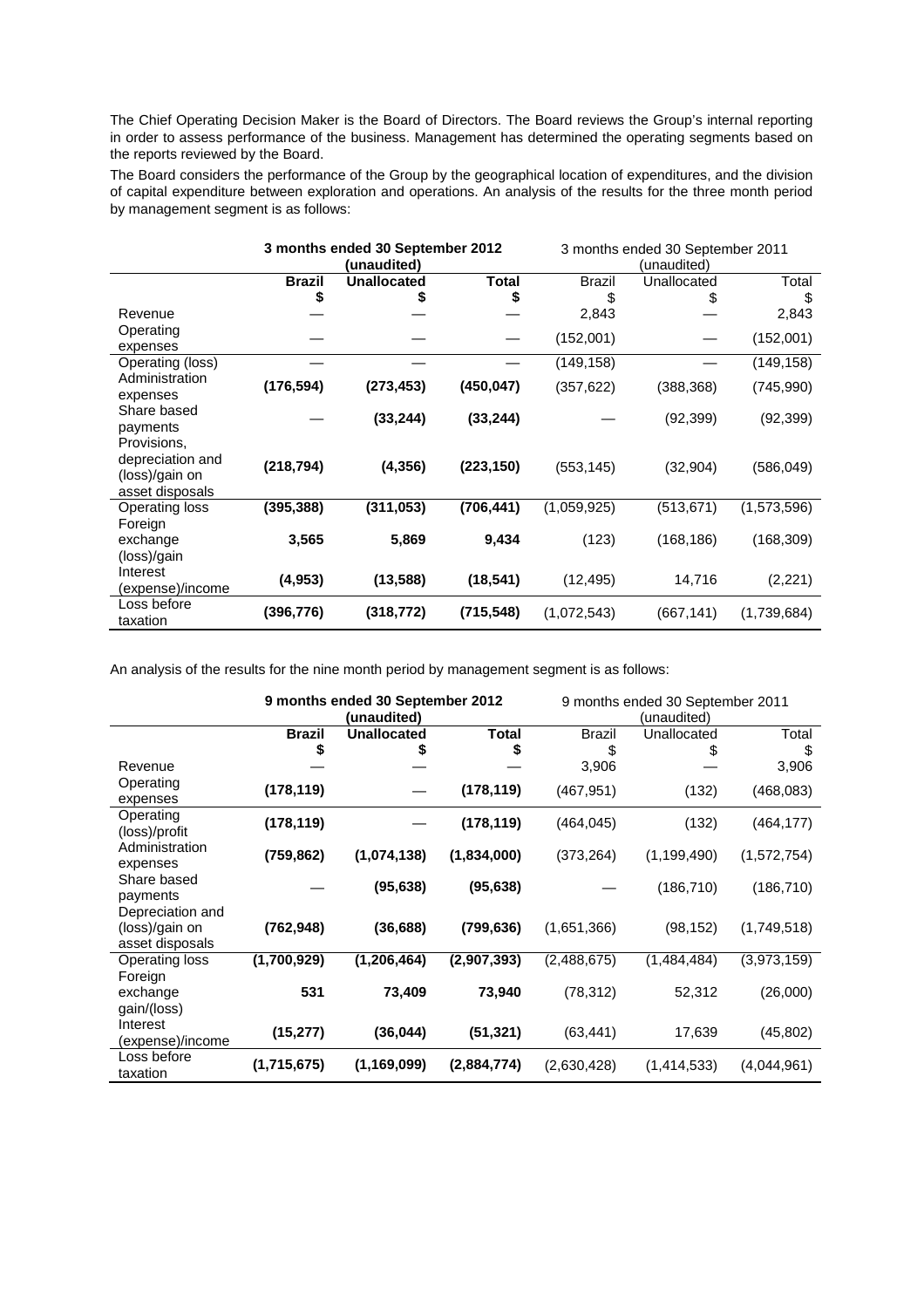The Chief Operating Decision Maker is the Board of Directors. The Board reviews the Group's internal reporting in order to assess performance of the business. Management has determined the operating segments based on the reports reviewed by the Board.

The Board considers the performance of the Group by the geographical location of expenditures, and the division of capital expenditure between exploration and operations. An analysis of the results for the three month period by management segment is as follows:

| | **3 months ended 30 September 2012 (unaudited)** | | | 3 months ended 30 September 2011 (unaudited) | | |
|---|---|---|---|---|---|---|
| | **Brazil $** | **Unallocated $** | **Total $** | Brazil $ | Unallocated $ | Total $ |
| Revenue | — | — | — | 2,843 | — | 2,843 |
| Operating expenses | — | — | — | (152,001) | — | (152,001) |
| Operating (loss) | — | — | — | (149,158) | — | (149,158) |
| Administration expenses | **(176,594)** | **(273,453)** | **(450,047)** | (357,622) | (388,368) | (745,990) |
| Share based payments | — | **(33,244)** | **(33,244)** | | (92,399) | (92,399) |
| Provisions, depreciation and (loss)/gain on asset disposals | **(218,794)** | **(4,356)** | **(223,150)** | (553,145) | (32,904) | (586,049) |
| Operating loss | **(395,388)** | **(311,053)** | **(706,441)** | (1,059,925) | (513,671) | (1,573,596) |
| Foreign exchange (loss)/gain | **3,565** | **5,869** | **9,434** | (123) | (168,186) | (168,309) |
| Interest (expense)/income | **(4,953)** | **(13,588)** | **(18,541)** | (12,495) | 14,716 | (2,221) |
| Loss before taxation | **(396,776)** | **(318,772)** | **(715,548)** | (1,072,543) | (667,141) | (1,739,684) |

An analysis of the results for the nine month period by management segment is as follows:

| | **9 months ended 30 September 2012 (unaudited)** | | | 9 months ended 30 September 2011 (unaudited) | | |
|---|---|---|---|---|---|---|
| | **Brazil $** | **Unallocated $** | **Total $** | Brazil $ | Unallocated $ | Total $ |
| Revenue | — | — | — | 3,906 | — | 3,906 |
| Operating expenses | **(178,119)** | — | **(178,119)** | (467,951) | (132) | (468,083) |
| Operating (loss)/profit | **(178,119)** | — | **(178,119)** | (464,045) | (132) | (464,177) |
| Administration expenses | **(759,862)** | **(1,074,138)** | **(1,834,000)** | (373,264) | (1,199,490) | (1,572,754) |
| Share based payments | — | **(95,638)** | **(95,638)** | — | (186,710) | (186,710) |
| Depreciation and (loss)/gain on asset disposals | **(762,948)** | **(36,688)** | **(799,636)** | (1,651,366) | (98,152) | (1,749,518) |
| Operating loss | **(1,700,929)** | **(1,206,464)** | **(2,907,393)** | (2,488,675) | (1,484,484) | (3,973,159) |
| Foreign exchange gain/(loss) | **531** | **73,409** | **73,940** | (78,312) | 52,312 | (26,000) |
| Interest (expense)/income | **(15,277)** | **(36,044)** | **(51,321)** | (63,441) | 17,639 | (45,802) |
| Loss before taxation | **(1,715,675)** | **(1,169,099)** | **(2,884,774)** | (2,630,428) | (1,414,533) | (4,044,961) |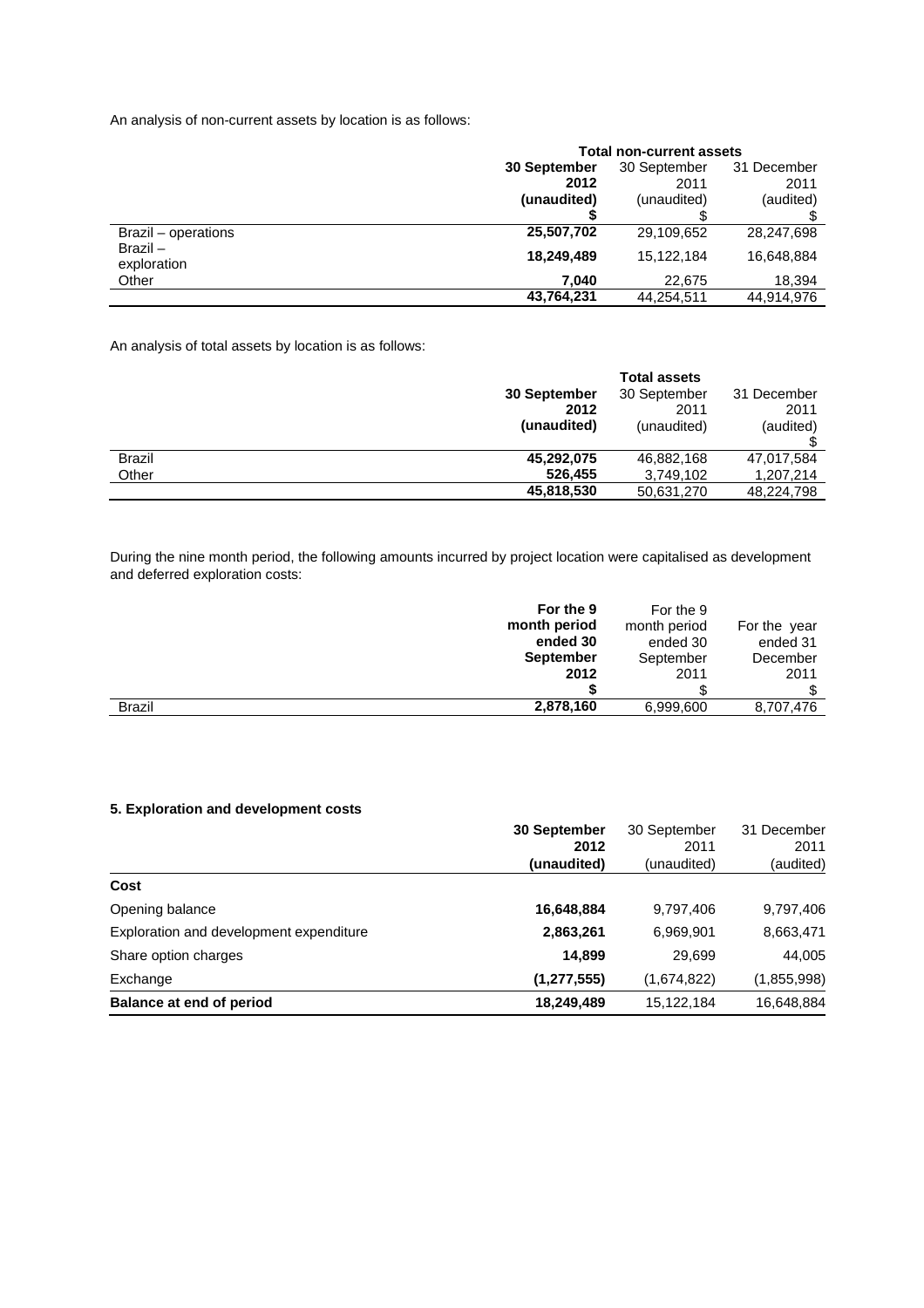An analysis of non-current assets by location is as follows:

| | Total non-current assets | | |
|---|---|---|---|
| | **30 September 2012 (unaudited) $** | 30 September 2011 (unaudited) $ | 31 December 2011 (audited) $ |
| Brazil – operations | **25,507,702** | 29,109,652 | 28,247,698 |
| Brazil – exploration | **18,249,489** | 15,122,184 | 16,648,884 |
| Other | **7,040** | 22,675 | 18,394 |
| | **43,764,231** | 44,254,511 | 44,914,976 |

An analysis of total assets by location is as follows:

| | Total assets | | |
|---|---|---|---|
| | **30 September 2012 (unaudited)** | 30 September 2011 (unaudited) | 31 December 2011 (audited) $ |
| Brazil | **45,292,075** | 46,882,168 | 47,017,584 |
| Other | **526,455** | 3,749,102 | 1,207,214 |
| | **45,818,530** | 50,631,270 | 48,224,798 |

During the nine month period, the following amounts incurred by project location were capitalised as development and deferred exploration costs:

| | **For the 9 month period ended 30 September 2012 $** | For the 9 month period ended 30 September 2011 $ | For the year ended 31 December 2011 $ |
|---|---|---|---|
| Brazil | **2,878,160** | 6,999,600 | 8,707,476 |

**5. Exploration and development costs**

| | **30 September 2012 (unaudited)** | 30 September 2011 (unaudited) | 31 December 2011 (audited) |
|---|---|---|---|
| **Cost** | | | |
| Opening balance | **16,648,884** | 9,797,406 | 9,797,406 |
| Exploration and development expenditure | **2,863,261** | 6,969,901 | 8,663,471 |
| Share option charges | **14,899** | 29,699 | 44,005 |
| Exchange | **(1,277,555)** | (1,674,822) | (1,855,998) |
| **Balance at end of period** | **18,249,489** | 15,122,184 | 16,648,884 |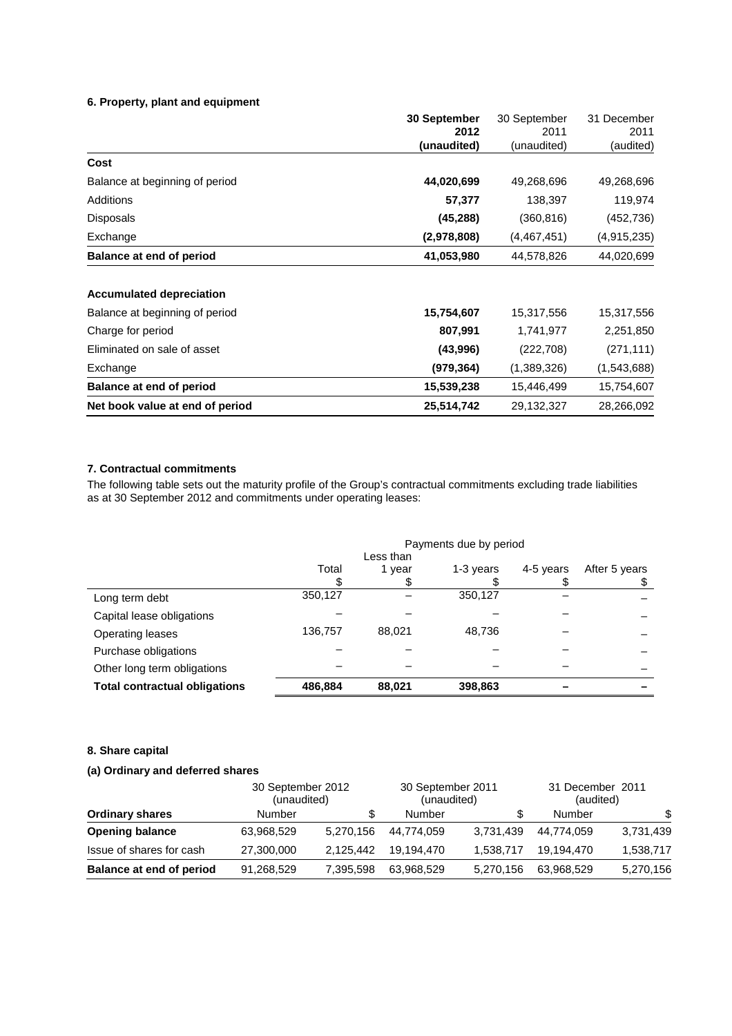### 6. Property, plant and equipment

| | **30 September 2012 (unaudited)** | 30 September 2011 (unaudited) | 31 December 2011 (audited) |
|---|---|---|---|
| **Cost** | | | |
| Balance at beginning of period | **44,020,699** | 49,268,696 | 49,268,696 |
| Additions | **57,377** | 138,397 | 119,974 |
| Disposals | **(45,288)** | (360,816) | (452,736) |
| Exchange | **(2,978,808)** | (4,467,451) | (4,915,235) |
| **Balance at end of period** | **41,053,980** | 44,578,826 | 44,020,699 |
| | | | |
| **Accumulated depreciation** | | | |
| Balance at beginning of period | **15,754,607** | 15,317,556 | 15,317,556 |
| Charge for period | **807,991** | 1,741,977 | 2,251,850 |
| Eliminated on sale of asset | **(43,996)** | (222,708) | (271,111) |
| Exchange | **(979,364)** | (1,389,326) | (1,543,688) |
| **Balance at end of period** | **15,539,238** | 15,446,499 | 15,754,607 |
| **Net book value at end of period** | **25,514,742** | 29,132,327 | 28,266,092 |

### 7. Contractual commitments

The following table sets out the maturity profile of the Group's contractual commitments excluding trade liabilities as at 30 September 2012 and commitments under operating leases:

| | Payments due by period | | | | |
|---|---|---|---|---|---|
| | Total $ | Less than 1 year $ | 1-3 years $ | 4-5 years $ | After 5 years $ |
| Long term debt | 350,127 | – | 350,127 | – | – |
| Capital lease obligations | – | – | – | – | – |
| Operating leases | 136,757 | 88,021 | 48,736 | – | – |
| Purchase obligations | – | – | – | – | – |
| Other long term obligations | – | – | – | – | – |
| **Total contractual obligations** | **486,884** | **88,021** | **398,863** | **–** | **–** |

### 8. Share capital

#### (a) Ordinary and deferred shares

| | 30 September 2012 (unaudited) | | 30 September 2011 (unaudited) | | 31 December 2011 (audited) | |
|---|---|---|---|---|---|---|
| **Ordinary shares** | Number | $ | Number | $ | Number | $ |
| **Opening balance** | 63,968,529 | 5,270,156 | 44,774,059 | 3,731,439 | 44,774,059 | 3,731,439 |
| Issue of shares for cash | 27,300,000 | 2,125,442 | 19,194,470 | 1,538,717 | 19,194,470 | 1,538,717 |
| **Balance at end of period** | 91,268,529 | 7,395,598 | 63,968,529 | 5,270,156 | 63,968,529 | 5,270,156 |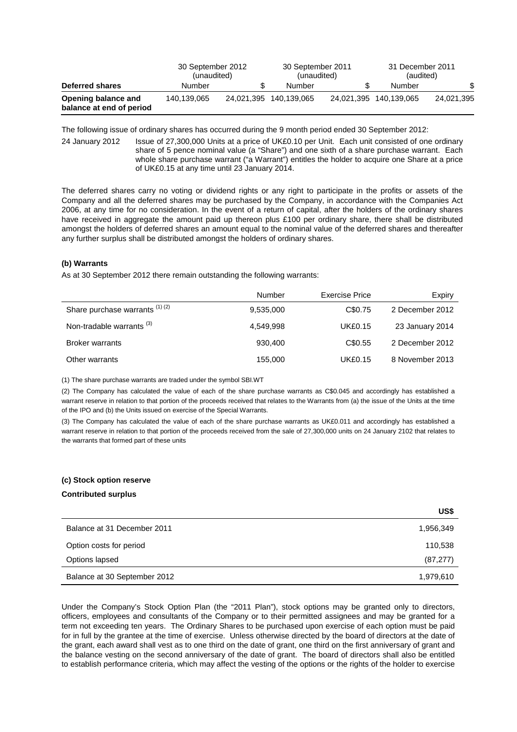| Deferred shares | 30 September 2012 (unaudited) | | 30 September 2011 (unaudited) | | 31 December 2011 (audited) | |
|---|---|---|---|---|---|---|
| | Number | $ | Number | $ | Number | $ |
| **Opening balance and balance at end of period** | 140,139,065 | 24,021,395 | 140,139,065 | 24,021,395 | 140,139,065 | 24,021,395 |

The following issue of ordinary shares has occurred during the 9 month period ended 30 September 2012:

24 January 2012 Issue of 27,300,000 Units at a price of UK£0.10 per Unit. Each unit consisted of one ordinary share of 5 pence nominal value (a "Share") and one sixth of a share purchase warrant. Each whole share purchase warrant ("a Warrant") entitles the holder to acquire one Share at a price of UK£0.15 at any time until 23 January 2014.

The deferred shares carry no voting or dividend rights or any right to participate in the profits or assets of the Company and all the deferred shares may be purchased by the Company, in accordance with the Companies Act 2006, at any time for no consideration. In the event of a return of capital, after the holders of the ordinary shares have received in aggregate the amount paid up thereon plus £100 per ordinary share, there shall be distributed amongst the holders of deferred shares an amount equal to the nominal value of the deferred shares and thereafter any further surplus shall be distributed amongst the holders of ordinary shares.

**(b) Warrants**

As at 30 September 2012 there remain outstanding the following warrants:

| | Number | Exercise Price | Expiry |
|---|---|---|---|
| Share purchase warrants (1) (2) | 9,535,000 | C$0.75 | 2 December 2012 |
| Non-tradable warrants (3) | 4,549,998 | UK£0.15 | 23 January 2014 |
| Broker warrants | 930,400 | C$0.55 | 2 December 2012 |
| Other warrants | 155,000 | UK£0.15 | 8 November 2013 |

(1) The share purchase warrants are traded under the symbol SBI.WT

(2) The Company has calculated the value of each of the share purchase warrants as C$0.045 and accordingly has established a warrant reserve in relation to that portion of the proceeds received that relates to the Warrants from (a) the issue of the Units at the time of the IPO and (b) the Units issued on exercise of the Special Warrants.

(3) The Company has calculated the value of each of the share purchase warrants as UK£0.011 and accordingly has established a warrant reserve in relation to that portion of the proceeds received from the sale of 27,300,000 units on 24 January 2102 that relates to the warrants that formed part of these units

**(c) Stock option reserve**

**Contributed surplus**

| | US$ |
|---|---|
| Balance at 31 December 2011 | 1,956,349 |
| Option costs for period | 110,538 |
| Options lapsed | (87,277) |
| Balance at 30 September 2012 | 1,979,610 |

Under the Company's Stock Option Plan (the "2011 Plan"), stock options may be granted only to directors, officers, employees and consultants of the Company or to their permitted assignees and may be granted for a term not exceeding ten years. The Ordinary Shares to be purchased upon exercise of each option must be paid for in full by the grantee at the time of exercise. Unless otherwise directed by the board of directors at the date of the grant, each award shall vest as to one third on the date of grant, one third on the first anniversary of grant and the balance vesting on the second anniversary of the date of grant. The board of directors shall also be entitled to establish performance criteria, which may affect the vesting of the options or the rights of the holder to exercise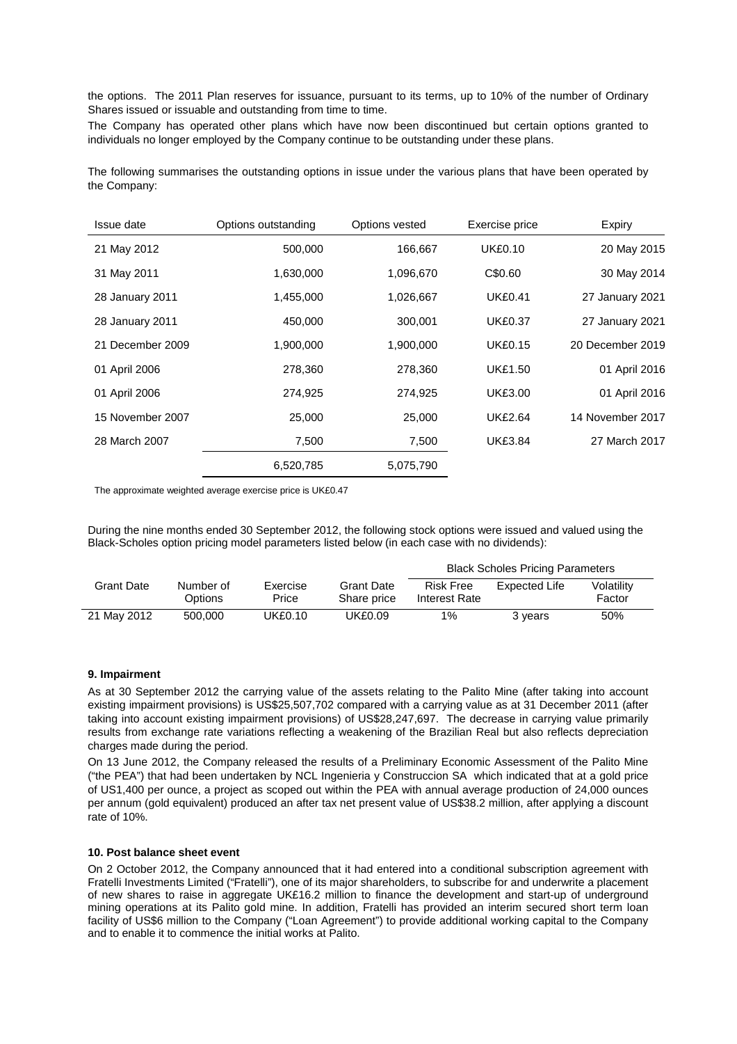the options. The 2011 Plan reserves for issuance, pursuant to its terms, up to 10% of the number of Ordinary Shares issued or issuable and outstanding from time to time.

The Company has operated other plans which have now been discontinued but certain options granted to individuals no longer employed by the Company continue to be outstanding under these plans.

The following summarises the outstanding options in issue under the various plans that have been operated by the Company:

| Issue date | Options outstanding | Options vested | Exercise price | Expiry |
|---|---|---|---|---|
| 21 May 2012 | 500,000 | 166,667 | UK£0.10 | 20 May 2015 |
| 31 May 2011 | 1,630,000 | 1,096,670 | C$0.60 | 30 May 2014 |
| 28 January 2011 | 1,455,000 | 1,026,667 | UK£0.41 | 27 January 2021 |
| 28 January 2011 | 450,000 | 300,001 | UK£0.37 | 27 January 2021 |
| 21 December 2009 | 1,900,000 | 1,900,000 | UK£0.15 | 20 December 2019 |
| 01 April 2006 | 278,360 | 278,360 | UK£1.50 | 01 April 2016 |
| 01 April 2006 | 274,925 | 274,925 | UK£3.00 | 01 April 2016 |
| 15 November 2007 | 25,000 | 25,000 | UK£2.64 | 14 November 2017 |
| 28 March 2007 | 7,500 | 7,500 | UK£3.84 | 27 March 2017 |
| | 6,520,785 | 5,075,790 | | |

The approximate weighted average exercise price is UK£0.47

During the nine months ended 30 September 2012, the following stock options were issued and valued using the Black-Scholes option pricing model parameters listed below (in each case with no dividends):

| | | | | Black Scholes Pricing Parameters | | |
|---|---|---|---|---|---|---|
| Grant Date | Number of Options | Exercise Price | Grant Date Share price | Risk Free Interest Rate | Expected Life | Volatility Factor |
| 21 May 2012 | 500,000 | UK£0.10 | UK£0.09 | 1% | 3 years | 50% |

**9. Impairment**

As at 30 September 2012 the carrying value of the assets relating to the Palito Mine (after taking into account existing impairment provisions) is US$25,507,702 compared with a carrying value as at 31 December 2011 (after taking into account existing impairment provisions) of US$28,247,697. The decrease in carrying value primarily results from exchange rate variations reflecting a weakening of the Brazilian Real but also reflects depreciation charges made during the period.

On 13 June 2012, the Company released the results of a Preliminary Economic Assessment of the Palito Mine ("the PEA") that had been undertaken by NCL Ingenieria y Construccion SA which indicated that at a gold price of US1,400 per ounce, a project as scoped out within the PEA with annual average production of 24,000 ounces per annum (gold equivalent) produced an after tax net present value of US$38.2 million, after applying a discount rate of 10%.

**10. Post balance sheet event**

On 2 October 2012, the Company announced that it had entered into a conditional subscription agreement with Fratelli Investments Limited ("Fratelli"), one of its major shareholders, to subscribe for and underwrite a placement of new shares to raise in aggregate UK£16.2 million to finance the development and start-up of underground mining operations at its Palito gold mine. In addition, Fratelli has provided an interim secured short term loan facility of US$6 million to the Company ("Loan Agreement") to provide additional working capital to the Company and to enable it to commence the initial works at Palito.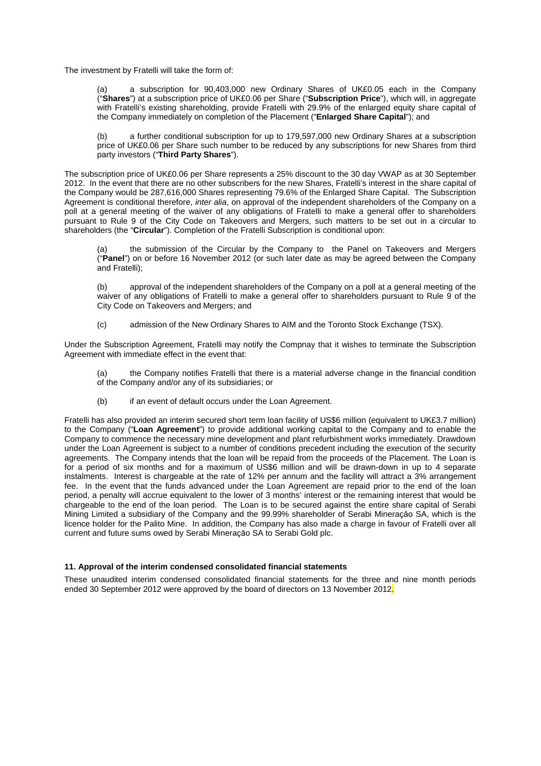The investment by Fratelli will take the form of:

(a) a subscription for 90,403,000 new Ordinary Shares of UK£0.05 each in the Company ("**Shares**") at a subscription price of UK£0.06 per Share ("**Subscription Price**"), which will, in aggregate with Fratelli's existing shareholding, provide Fratelli with 29.9% of the enlarged equity share capital of the Company immediately on completion of the Placement ("**Enlarged Share Capital**"); and

(b) a further conditional subscription for up to 179,597,000 new Ordinary Shares at a subscription price of UK£0.06 per Share such number to be reduced by any subscriptions for new Shares from third party investors ("**Third Party Shares**").

The subscription price of UK£0.06 per Share represents a 25% discount to the 30 day VWAP as at 30 September 2012. In the event that there are no other subscribers for the new Shares, Fratelli's interest in the share capital of the Company would be 287,616,000 Shares representing 79.6% of the Enlarged Share Capital. The Subscription Agreement is conditional therefore, *inter alia*, on approval of the independent shareholders of the Company on a poll at a general meeting of the waiver of any obligations of Fratelli to make a general offer to shareholders pursuant to Rule 9 of the City Code on Takeovers and Mergers, such matters to be set out in a circular to shareholders (the "**Circular**"). Completion of the Fratelli Subscription is conditional upon:

(a) the submission of the Circular by the Company to the Panel on Takeovers and Mergers ("**Panel**") on or before 16 November 2012 (or such later date as may be agreed between the Company and Fratelli);

(b) approval of the independent shareholders of the Company on a poll at a general meeting of the waiver of any obligations of Fratelli to make a general offer to shareholders pursuant to Rule 9 of the City Code on Takeovers and Mergers; and

(c) admission of the New Ordinary Shares to AIM and the Toronto Stock Exchange (TSX).

Under the Subscription Agreement, Fratelli may notify the Compnay that it wishes to terminate the Subscription Agreement with immediate effect in the event that:

(a) the Company notifies Fratelli that there is a material adverse change in the financial condition of the Company and/or any of its subsidiaries; or

(b) if an event of default occurs under the Loan Agreement.

Fratelli has also provided an interim secured short term loan facility of US$6 million (equivalent to UK£3.7 million) to the Company ("**Loan Agreement**") to provide additional working capital to the Company and to enable the Company to commence the necessary mine development and plant refurbishment works immediately. Drawdown under the Loan Agreement is subject to a number of conditions precedent including the execution of the security agreements. The Company intends that the loan will be repaid from the proceeds of the Placement. The Loan is for a period of six months and for a maximum of US$6 million and will be drawn-down in up to 4 separate instalments. Interest is chargeable at the rate of 12% per annum and the facility will attract a 3% arrangement fee. In the event that the funds advanced under the Loan Agreement are repaid prior to the end of the loan period, a penalty will accrue equivalent to the lower of 3 months' interest or the remaining interest that would be chargeable to the end of the loan period. The Loan is to be secured against the entire share capital of Serabi Mining Limited a subsidiary of the Company and the 99.99% shareholder of Serabi Mineração SA, which is the licence holder for the Palito Mine. In addition, the Company has also made a charge in favour of Fratelli over all current and future sums owed by Serabi Mineração SA to Serabi Gold plc.

### 11. Approval of the interim condensed consolidated financial statements

These unaudited interim condensed consolidated financial statements for the three and nine month periods ended 30 September 2012 were approved by the board of directors on 13 November 2012.